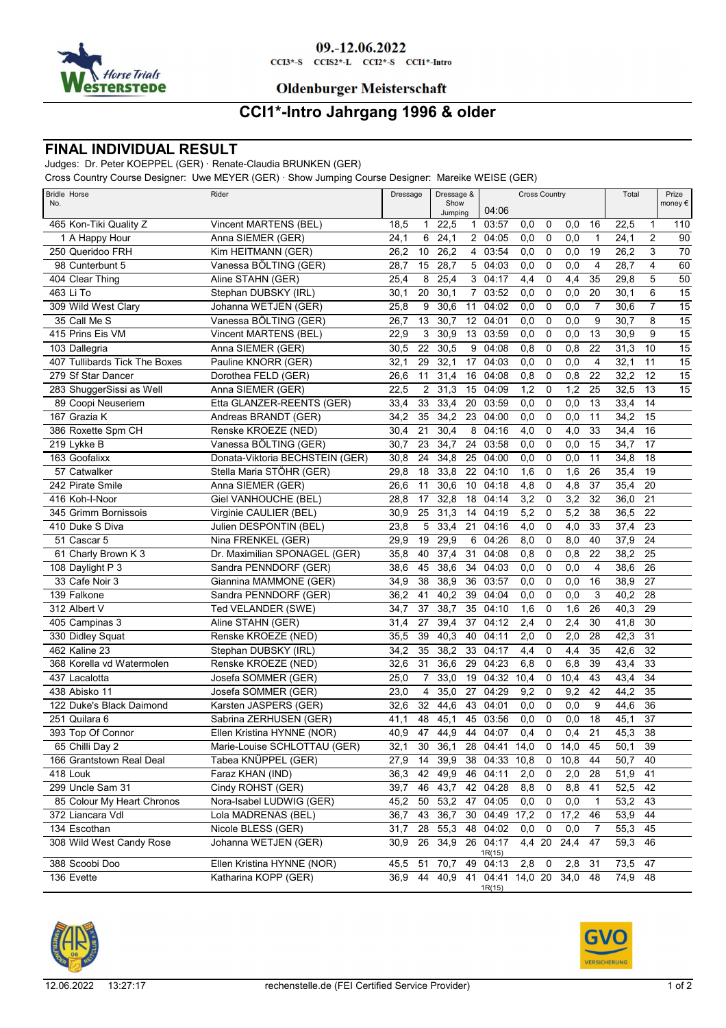09.-12.06.2022

CCI3*-S CCIS2*-L CCI2*-S CCI1*-Intro

Oldenburger Meisterschaft

# CCI1*-Intro Jahrgang 1996 & older

## FINAL INDIVIDUAL RESULT

Judges: Dr. Peter KOEPPEL (GER) · Renate-Claudia BRUNKEN (GER)

Cross Country Course Designer: Uwe MEYER (GER) · Show Jumping Course Designer: Mareike WEISE (GER)

| Bridle No. | Horse | Rider | Dressage | | Dressage & Show Jumping | | Cross Country 04:06 | | | | | Total | | Prize money € |
|---|---|---|---|---|---|---|---|---|---|---|---|---|---|---|
| 465 | Kon-Tiki Quality Z | Vincent MARTENS (BEL) | 18,5 | 1 | 22,5 | 1 | 03:57 | 0,0 | 0 | 0,0 | 16 | 22,5 | 1 | 110 |
| 1 | A Happy Hour | Anna SIEMER (GER) | 24,1 | 6 | 24,1 | 2 | 04:05 | 0,0 | 0 | 0,0 | 1 | 24,1 | 2 | 90 |
| 250 | Queridoo FRH | Kim HEITMANN (GER) | 26,2 | 10 | 26,2 | 4 | 03:54 | 0,0 | 0 | 0,0 | 19 | 26,2 | 3 | 70 |
| 98 | Cunterbunt 5 | Vanessa BÖLTING (GER) | 28,7 | 15 | 28,7 | 5 | 04:03 | 0,0 | 0 | 0,0 | 4 | 28,7 | 4 | 60 |
| 404 | Clear Thing | Aline STAHN (GER) | 25,4 | 8 | 25,4 | 3 | 04:17 | 4,4 | 0 | 4,4 | 35 | 29,8 | 5 | 50 |
| 463 | Li To | Stephan DUBSKY (IRL) | 30,1 | 20 | 30,1 | 7 | 03:52 | 0,0 | 0 | 0,0 | 20 | 30,1 | 6 | 15 |
| 309 | Wild West Clary | Johanna WETJEN (GER) | 25,8 | 9 | 30,6 | 11 | 04:02 | 0,0 | 0 | 0,0 | 7 | 30,6 | 7 | 15 |
| 35 | Call Me S | Vanessa BÖLTING (GER) | 26,7 | 13 | 30,7 | 12 | 04:01 | 0,0 | 0 | 0,0 | 9 | 30,7 | 8 | 15 |
| 415 | Prins Eis VM | Vincent MARTENS (BEL) | 22,9 | 3 | 30,9 | 13 | 03:59 | 0,0 | 0 | 0,0 | 13 | 30,9 | 9 | 15 |
| 103 | Dallegria | Anna SIEMER (GER) | 30,5 | 22 | 30,5 | 9 | 04:08 | 0,8 | 0 | 0,8 | 22 | 31,3 | 10 | 15 |
| 407 | Tullibards Tick The Boxes | Pauline KNORR (GER) | 32,1 | 29 | 32,1 | 17 | 04:03 | 0,0 | 0 | 0,0 | 4 | 32,1 | 11 | 15 |
| 279 | Sf Star Dancer | Dorothea FELD (GER) | 26,6 | 11 | 31,4 | 16 | 04:08 | 0,8 | 0 | 0,8 | 22 | 32,2 | 12 | 15 |
| 283 | ShuggerSissi as Well | Anna SIEMER (GER) | 22,5 | 2 | 31,3 | 15 | 04:09 | 1,2 | 0 | 1,2 | 25 | 32,5 | 13 | 15 |
| 89 | Coopi Neuseriem | Etta GLANZER-REENTS (GER) | 33,4 | 33 | 33,4 | 20 | 03:59 | 0,0 | 0 | 0,0 | 13 | 33,4 | 14 | |
| 167 | Grazia K | Andreas BRANDT (GER) | 34,2 | 35 | 34,2 | 23 | 04:00 | 0,0 | 0 | 0,0 | 11 | 34,2 | 15 | |
| 386 | Roxette Spm CH | Renske KROEZE (NED) | 30,4 | 21 | 30,4 | 8 | 04:16 | 4,0 | 0 | 4,0 | 33 | 34,4 | 16 | |
| 219 | Lykke B | Vanessa BÖLTING (GER) | 30,7 | 23 | 34,7 | 24 | 03:58 | 0,0 | 0 | 0,0 | 15 | 34,7 | 17 | |
| 163 | Goofalixx | Donata-Viktoria BECHSTEIN (GER) | 30,8 | 24 | 34,8 | 25 | 04:00 | 0,0 | 0 | 0,0 | 11 | 34,8 | 18 | |
| 57 | Catwalker | Stella Maria STÖHR (GER) | 29,8 | 18 | 33,8 | 22 | 04:10 | 1,6 | 0 | 1,6 | 26 | 35,4 | 19 | |
| 242 | Pirate Smile | Anna SIEMER (GER) | 26,6 | 11 | 30,6 | 10 | 04:18 | 4,8 | 0 | 4,8 | 37 | 35,4 | 20 | |
| 416 | Koh-I-Noor | Giel VANHOUCHE (BEL) | 28,8 | 17 | 32,8 | 18 | 04:14 | 3,2 | 0 | 3,2 | 32 | 36,0 | 21 | |
| 345 | Grimm Bornissois | Virginie CAULIER (BEL) | 30,9 | 25 | 31,3 | 14 | 04:19 | 5,2 | 0 | 5,2 | 38 | 36,5 | 22 | |
| 410 | Duke S Diva | Julien DESPONTIN (BEL) | 23,8 | 5 | 33,4 | 21 | 04:16 | 4,0 | 0 | 4,0 | 33 | 37,4 | 23 | |
| 51 | Cascar 5 | Nina FRENKEL (GER) | 29,9 | 19 | 29,9 | 6 | 04:26 | 8,0 | 0 | 8,0 | 40 | 37,9 | 24 | |
| 61 | Charly Brown K 3 | Dr. Maximilian SPONAGEL (GER) | 35,8 | 40 | 37,4 | 31 | 04:08 | 0,8 | 0 | 0,8 | 22 | 38,2 | 25 | |
| 108 | Daylight P 3 | Sandra PENNDORF (GER) | 38,6 | 45 | 38,6 | 34 | 04:03 | 0,0 | 0 | 0,0 | 4 | 38,6 | 26 | |
| 33 | Cafe Noir 3 | Giannina MAMMONE (GER) | 34,9 | 38 | 38,9 | 36 | 03:57 | 0,0 | 0 | 0,0 | 16 | 38,9 | 27 | |
| 139 | Falkone | Sandra PENNDORF (GER) | 36,2 | 41 | 40,2 | 39 | 04:04 | 0,0 | 0 | 0,0 | 3 | 40,2 | 28 | |
| 312 | Albert V | Ted VELANDER (SWE) | 34,7 | 37 | 38,7 | 35 | 04:10 | 1,6 | 0 | 1,6 | 26 | 40,3 | 29 | |
| 405 | Campinas 3 | Aline STAHN (GER) | 31,4 | 27 | 39,4 | 37 | 04:12 | 2,4 | 0 | 2,4 | 30 | 41,8 | 30 | |
| 330 | Didley Squat | Renske KROEZE (NED) | 35,5 | 39 | 40,3 | 40 | 04:11 | 2,0 | 0 | 2,0 | 28 | 42,3 | 31 | |
| 462 | Kaline 23 | Stephan DUBSKY (IRL) | 34,2 | 35 | 38,2 | 33 | 04:17 | 4,4 | 0 | 4,4 | 35 | 42,6 | 32 | |
| 368 | Korella vd Watermolen | Renske KROEZE (NED) | 32,6 | 31 | 36,6 | 29 | 04:23 | 6,8 | 0 | 6,8 | 39 | 43,4 | 33 | |
| 437 | Lacalotta | Josefa SOMMER (GER) | 25,0 | 7 | 33,0 | 19 | 04:32 | 10,4 | 0 | 10,4 | 43 | 43,4 | 34 | |
| 438 | Abisko 11 | Josefa SOMMER (GER) | 23,0 | 4 | 35,0 | 27 | 04:29 | 9,2 | 0 | 9,2 | 42 | 44,2 | 35 | |
| 122 | Duke's Black Daimond | Karsten JASPERS (GER) | 32,6 | 32 | 44,6 | 43 | 04:01 | 0,0 | 0 | 0,0 | 9 | 44,6 | 36 | |
| 251 | Quilara 6 | Sabrina ZERHUSEN (GER) | 41,1 | 48 | 45,1 | 45 | 03:56 | 0,0 | 0 | 0,0 | 18 | 45,1 | 37 | |
| 393 | Top Of Connor | Ellen Kristina HYNNE (NOR) | 40,9 | 47 | 44,9 | 44 | 04:07 | 0,4 | 0 | 0,4 | 21 | 45,3 | 38 | |
| 65 | Chilli Day 2 | Marie-Louise SCHLOTTAU (GER) | 32,1 | 30 | 36,1 | 28 | 04:41 | 14,0 | 0 | 14,0 | 45 | 50,1 | 39 | |
| 166 | Grantstown Real Deal | Tabea KNÜPPEL (GER) | 27,9 | 14 | 39,9 | 38 | 04:33 | 10,8 | 0 | 10,8 | 44 | 50,7 | 40 | |
| 418 | Louk | Faraz KHAN (IND) | 36,3 | 42 | 49,9 | 46 | 04:11 | 2,0 | 0 | 2,0 | 28 | 51,9 | 41 | |
| 299 | Uncle Sam 31 | Cindy ROHST (GER) | 39,7 | 46 | 43,7 | 42 | 04:28 | 8,8 | 0 | 8,8 | 41 | 52,5 | 42 | |
| 85 | Colour My Heart Chronos | Nora-Isabel LUDWIG (GER) | 45,2 | 50 | 53,2 | 47 | 04:05 | 0,0 | 0 | 0,0 | 1 | 53,2 | 43 | |
| 372 | Liancara Vdl | Lola MADRENAS (BEL) | 36,7 | 43 | 36,7 | 30 | 04:49 | 17,2 | 0 | 17,2 | 46 | 53,9 | 44 | |
| 134 | Escothan | Nicole BLESS (GER) | 31,7 | 28 | 55,3 | 48 | 04:02 | 0,0 | 0 | 0,0 | 7 | 55,3 | 45 | |
| 308 | Wild West Candy Rose | Johanna WETJEN (GER) | 30,9 | 26 | 34,9 | 26 | 04:17 1R(15) | 4,4 | 20 | 24,4 | 47 | 59,3 | 46 | |
| 388 | Scoobi Doo | Ellen Kristina HYNNE (NOR) | 45,5 | 51 | 70,7 | 49 | 04:13 | 2,8 | 0 | 2,8 | 31 | 73,5 | 47 | |
| 136 | Evette | Katharina KOPP (GER) | 36,9 | 44 | 40,9 | 41 | 04:41 1R(15) | 14,0 | 20 | 34,0 | 48 | 74,9 | 48 | |

12.06.2022 13:27:17 rechenstelle.de (FEI Certified Service Provider)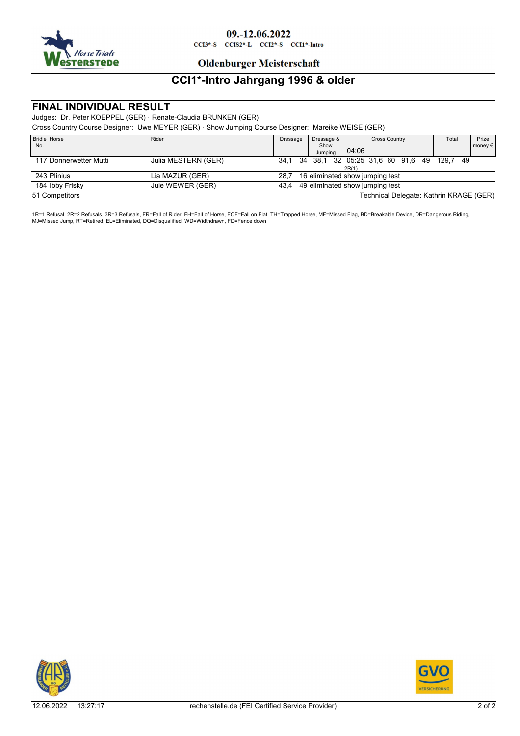09.-12.06.2022

CCI3*-S CCIS2*-L CCI2*-S CCI1*-Intro

Oldenburger Meisterschaft

# CCI1*-Intro Jahrgang 1996 & older

## FINAL INDIVIDUAL RESULT

Judges: Dr. Peter KOEPPEL (GER) · Renate-Claudia BRUNKEN (GER)

Cross Country Course Designer: Uwe MEYER (GER) · Show Jumping Course Designer: Mareike WEISE (GER)

| Bridle No. | Horse | Rider | Dressage | | Dressage & Show Jumping | | Cross Country 04:06 | | | | | Total | | Prize money € |
|---|---|---|---|---|---|---|---|---|---|---|---|---|---|---|
| 117 | Donnerwetter Mutti | Julia MESTERN (GER) | 34,1 | 34 | 38,1 | 32 | 05:25 2R(1) | 31,6 | 60 | 91,6 | 49 | 129,7 | 49 | |
| 243 | Plinius | Lia MAZUR (GER) | 28,7 | 16 | eliminated show jumping test | | | | | | | | | |
| 184 | Ibby Frisky | Jule WEWER (GER) | 43,4 | 49 | eliminated show jumping test | | | | | | | | | |

51 Competitors

Technical Delegate: Kathrin KRAGE (GER)

1R=1 Refusal, 2R=2 Refusals, 3R=3 Refusals, FR=Fall of Rider, FH=Fall of Horse, FOF=Fall on Flat, TH=Trapped Horse, MF=Missed Flag, BD=Breakable Device, DR=Dangerous Riding, MJ=Missed Jump, RT=Retired, EL=Eliminated, DQ=Disqualified, WD=Widthdrawn, FD=Fence down

12.06.2022 13:27:17 rechenstelle.de (FEI Certified Service Provider)